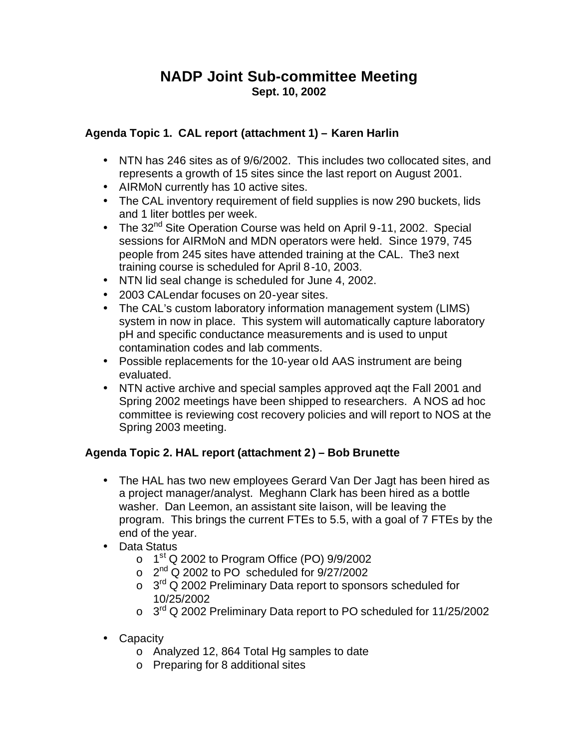# NADP Joint Sub-committee Meeting

**Sept. 10, 2002**

### Agenda Topic 1. CAL report (attachment 1) – Karen Harlin

- NTN has 246 sites as of 9/6/2002. This includes two collocated sites, and represents a growth of 15 sites since the last report on August 2001.
- AIRMoN currently has 10 active sites.
- The CAL inventory requirement of field supplies is now 290 buckets, lids and 1 liter bottles per week.
- The 32nd Site Operation Course was held on April 9-11, 2002. Special sessions for AIRMoN and MDN operators were held. Since 1979, 745 people from 245 sites have attended training at the CAL. The3 next training course is scheduled for April 8-10, 2003.
- NTN lid seal change is scheduled for June 4, 2002.
- 2003 CALendar focuses on 20-year sites.
- The CAL's custom laboratory information management system (LIMS) system in now in place. This system will automatically capture laboratory pH and specific conductance measurements and is used to unput contamination codes and lab comments.
- Possible replacements for the 10-year old AAS instrument are being evaluated.
- NTN active archive and special samples approved aqt the Fall 2001 and Spring 2002 meetings have been shipped to researchers. A NOS ad hoc committee is reviewing cost recovery policies and will report to NOS at the Spring 2003 meeting.

### Agenda Topic 2. HAL report (attachment 2) – Bob Brunette

- The HAL has two new employees Gerard Van Der Jagt has been hired as a project manager/analyst. Meghann Clark has been hired as a bottle washer. Dan Leemon, an assistant site laison, will be leaving the program. This brings the current FTEs to 5.5, with a goal of 7 FTEs by the end of the year.
- Data Status
  - 1st Q 2002 to Program Office (PO) 9/9/2002
  - 2nd Q 2002 to PO scheduled for 9/27/2002
  - 3rd Q 2002 Preliminary Data report to sponsors scheduled for 10/25/2002
  - 3rd Q 2002 Preliminary Data report to PO scheduled for 11/25/2002
- Capacity
  - Analyzed 12, 864 Total Hg samples to date
  - Preparing for 8 additional sites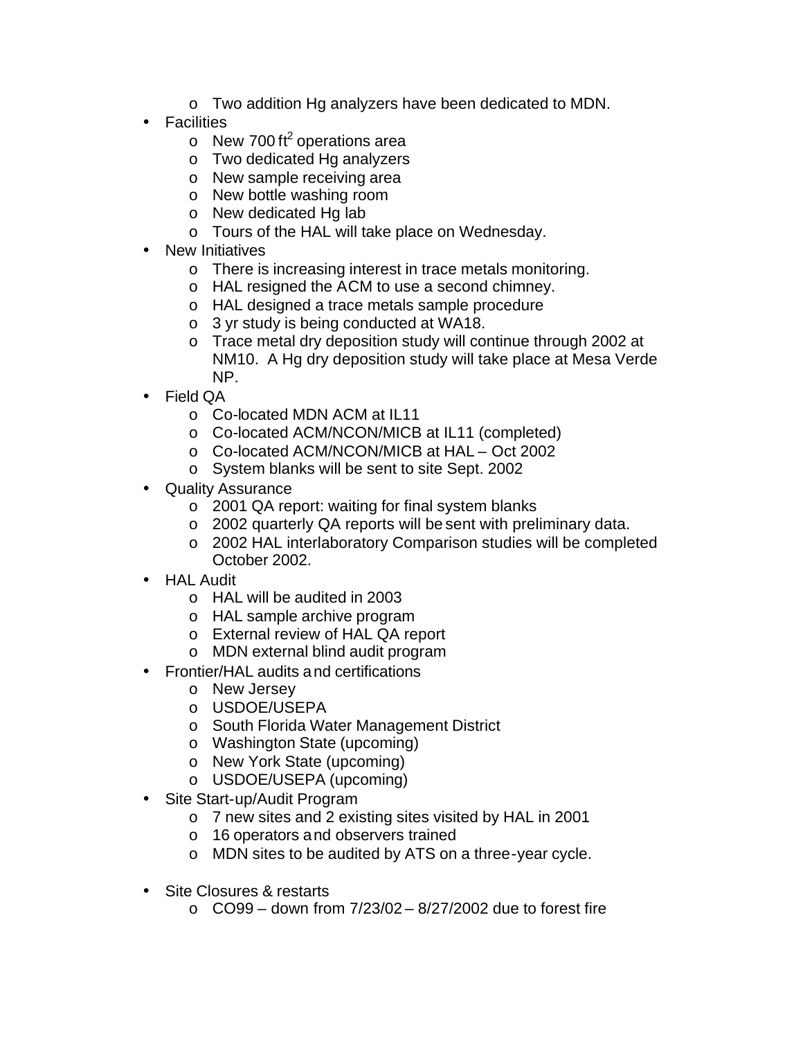- Two addition Hg analyzers have been dedicated to MDN.
- Facilities
  - New 700 $ft^2$ operations area
  - Two dedicated Hg analyzers
  - New sample receiving area
  - New bottle washing room
  - New dedicated Hg lab
  - Tours of the HAL will take place on Wednesday.
- New Initiatives
  - There is increasing interest in trace metals monitoring.
  - HAL resigned the ACM to use a second chimney.
  - HAL designed a trace metals sample procedure
  - 3 yr study is being conducted at WA18.
  - Trace metal dry deposition study will continue through 2002 at NM10. A Hg dry deposition study will take place at Mesa Verde NP.
- Field QA
  - Co-located MDN ACM at IL11
  - Co-located ACM/NCON/MICB at IL11 (completed)
  - Co-located ACM/NCON/MICB at HAL – Oct 2002
  - System blanks will be sent to site Sept. 2002
- Quality Assurance
  - 2001 QA report: waiting for final system blanks
  - 2002 quarterly QA reports will be sent with preliminary data.
  - 2002 HAL interlaboratory Comparison studies will be completed October 2002.
- HAL Audit
  - HAL will be audited in 2003
  - HAL sample archive program
  - External review of HAL QA report
  - MDN external blind audit program
- Frontier/HAL audits and certifications
  - New Jersey
  - USDOE/USEPA
  - South Florida Water Management District
  - Washington State (upcoming)
  - New York State (upcoming)
  - USDOE/USEPA (upcoming)
- Site Start-up/Audit Program
  - 7 new sites and 2 existing sites visited by HAL in 2001
  - 16 operators and observers trained
  - MDN sites to be audited by ATS on a three-year cycle.
- Site Closures & restarts
  - CO99 – down from 7/23/02 – 8/27/2002 due to forest fire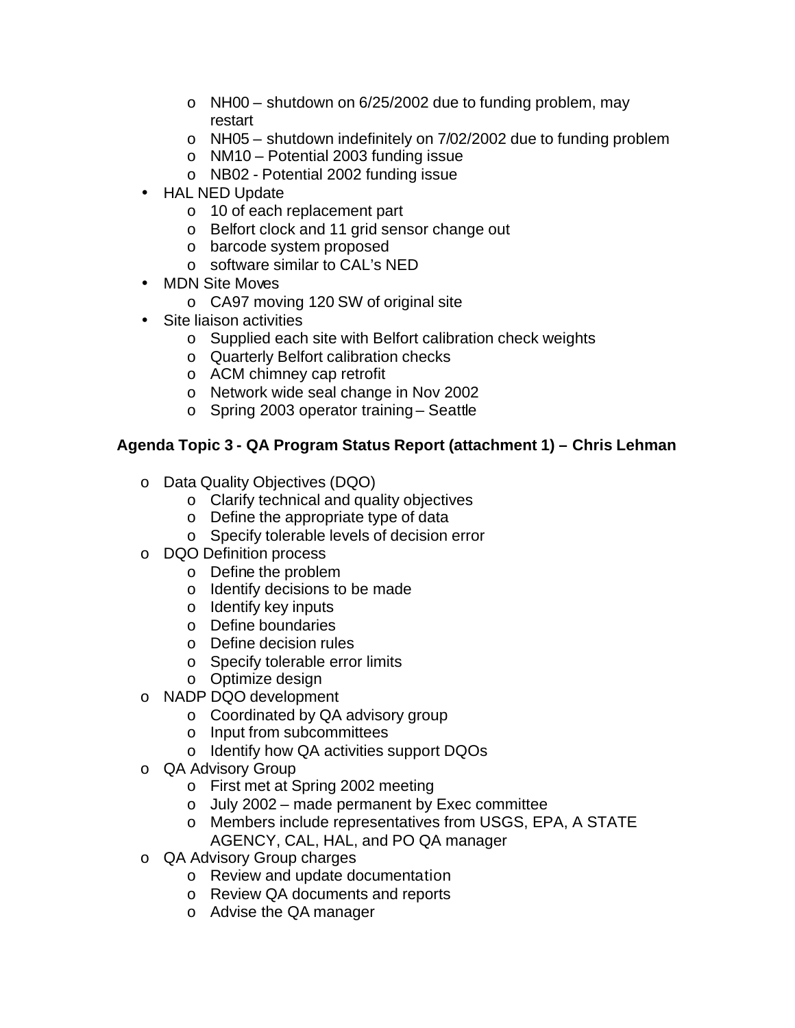- NH00 – shutdown on 6/25/2002 due to funding problem, may restart
    - NH05 – shutdown indefinitely on 7/02/2002 due to funding problem
    - NM10 – Potential 2003 funding issue
    - NB02 - Potential 2002 funding issue
- HAL NED Update
    - 10 of each replacement part
    - Belfort clock and 11 grid sensor change out
    - barcode system proposed
    - software similar to CAL's NED
- MDN Site Moves
    - CA97 moving 120 SW of original site
- Site liaison activities
    - Supplied each site with Belfort calibration check weights
    - Quarterly Belfort calibration checks
    - ACM chimney cap retrofit
    - Network wide seal change in Nov 2002
    - Spring 2003 operator training – Seattle

**Agenda Topic 3 - QA Program Status Report (attachment 1) – Chris Lehman**

- Data Quality Objectives (DQO)
    - Clarify technical and quality objectives
    - Define the appropriate type of data
    - Specify tolerable levels of decision error
- DQO Definition process
    - Define the problem
    - Identify decisions to be made
    - Identify key inputs
    - Define boundaries
    - Define decision rules
    - Specify tolerable error limits
    - Optimize design
- NADP DQO development
    - Coordinated by QA advisory group
    - Input from subcommittees
    - Identify how QA activities support DQOs
- QA Advisory Group
    - First met at Spring 2002 meeting
    - July 2002 – made permanent by Exec committee
    - Members include representatives from USGS, EPA, A STATE AGENCY, CAL, HAL, and PO QA manager
- QA Advisory Group charges
    - Review and update documentation
    - Review QA documents and reports
    - Advise the QA manager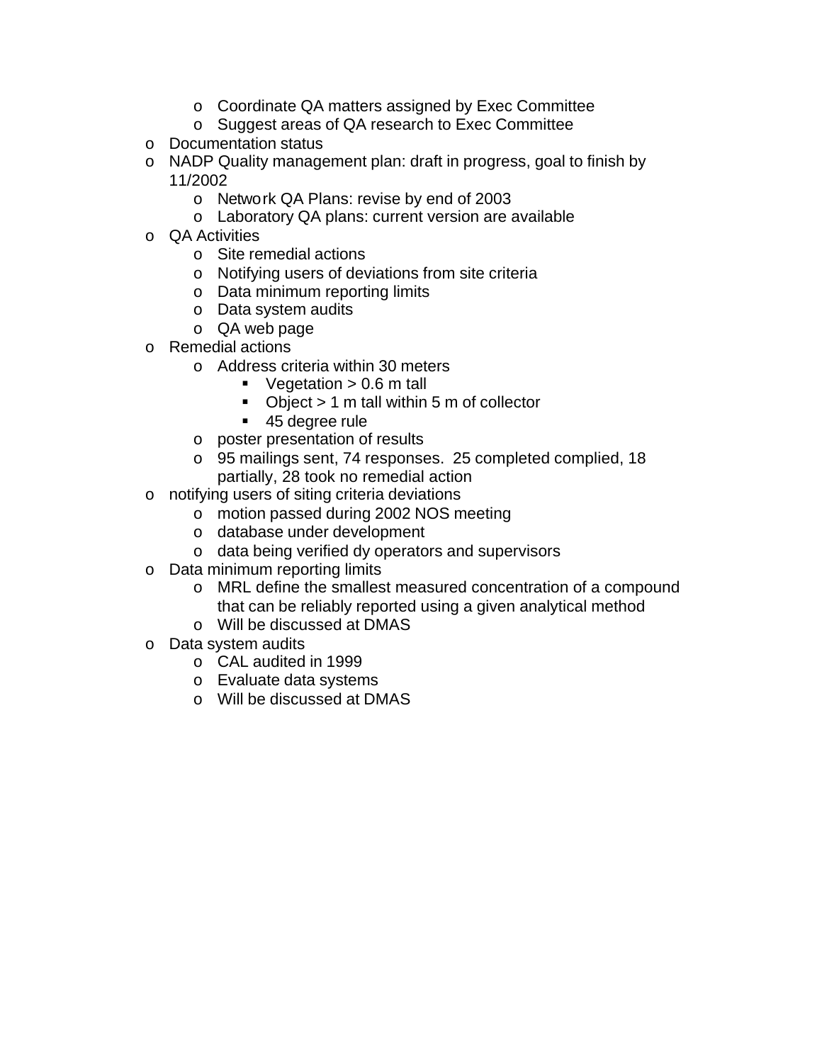- Coordinate QA matters assigned by Exec Committee
    - Suggest areas of QA research to Exec Committee
- Documentation status
- NADP Quality management plan: draft in progress, goal to finish by 11/2002
    - Network QA Plans: revise by end of 2003
    - Laboratory QA plans: current version are available
- QA Activities
    - Site remedial actions
    - Notifying users of deviations from site criteria
    - Data minimum reporting limits
    - Data system audits
    - QA web page
- Remedial actions
    - Address criteria within 30 meters
        - Vegetation > 0.6 m tall
        - Object > 1 m tall within 5 m of collector
        - 45 degree rule
    - poster presentation of results
    - 95 mailings sent, 74 responses. 25 completed complied, 18 partially, 28 took no remedial action
- notifying users of siting criteria deviations
    - motion passed during 2002 NOS meeting
    - database under development
    - data being verified dy operators and supervisors
- Data minimum reporting limits
    - MRL define the smallest measured concentration of a compound that can be reliably reported using a given analytical method
    - Will be discussed at DMAS
- Data system audits
    - CAL audited in 1999
    - Evaluate data systems
    - Will be discussed at DMAS